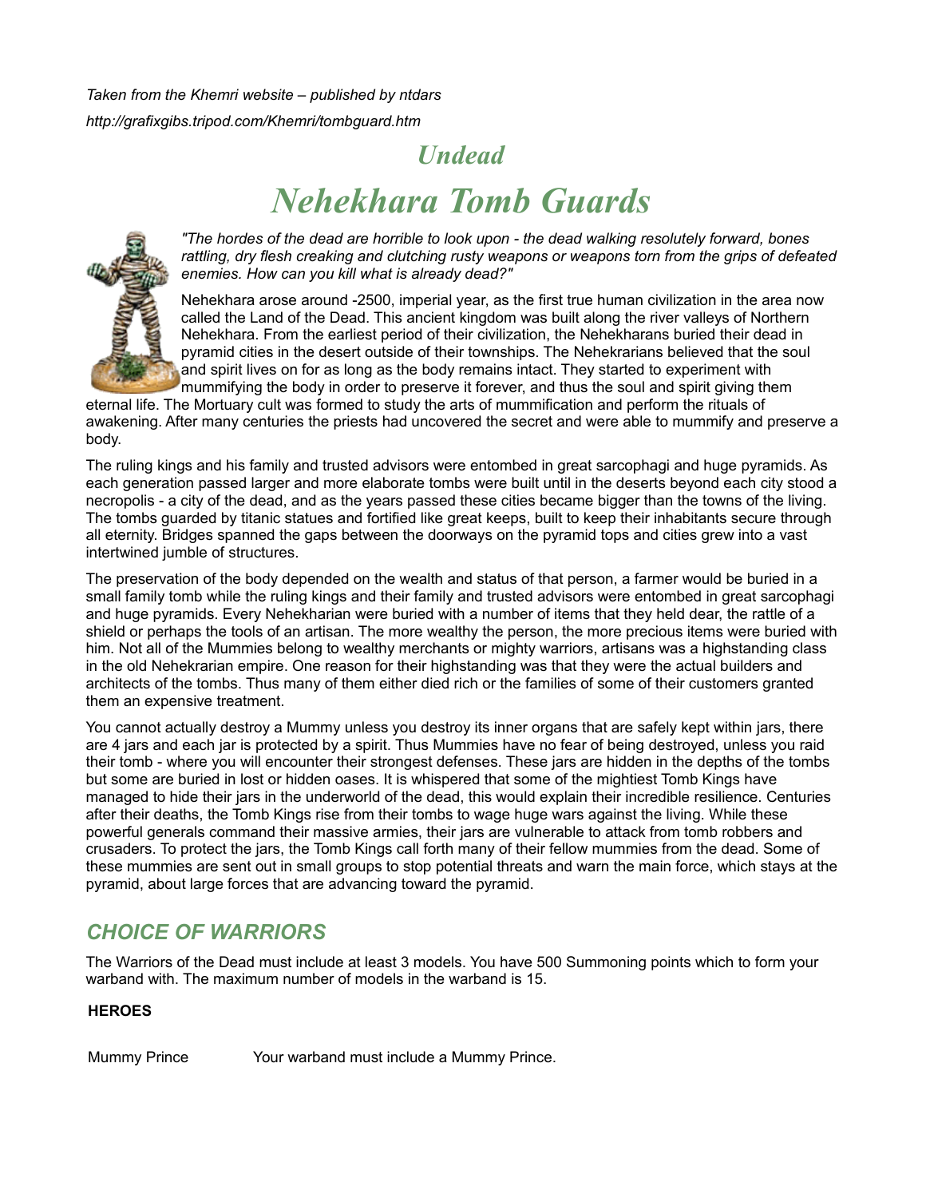*Taken from the Khemri website – published by ntdars*

*http://grafixgibs.tripod.com/Khemri/tombguard.htm*

## *Undead*

# *Nehekhara Tomb Guards*

*"The hordes of the dead are horrible to look upon - the dead walking resolutely forward, bones rattling, dry flesh creaking and clutching rusty weapons or weapons torn from the grips of defeated enemies. How can you kill what is already dead?"*

Nehekhara arose around -2500, imperial year, as the first true human civilization in the area now called the Land of the Dead. This ancient kingdom was built along the river valleys of Northern Nehekhara. From the earliest period of their civilization, the Nehekharans buried their dead in pyramid cities in the desert outside of their townships. The Nehekrarians believed that the soul and spirit lives on for as long as the body remains intact. They started to experiment with mummifying the body in order to preserve it forever, and thus the soul and spirit giving them eternal life. The Mortuary cult was formed to study the arts of mummification and perform the rituals of awakening. After many centuries the priests had uncovered the secret and were able to mummify and preserve a body.

The ruling kings and his family and trusted advisors were entombed in great sarcophagi and huge pyramids. As each generation passed larger and more elaborate tombs were built until in the deserts beyond each city stood a necropolis - a city of the dead, and as the years passed these cities became bigger than the towns of the living. The tombs guarded by titanic statues and fortified like great keeps, built to keep their inhabitants secure through all eternity. Bridges spanned the gaps between the doorways on the pyramid tops and cities grew into a vast intertwined jumble of structures.

The preservation of the body depended on the wealth and status of that person, a farmer would be buried in a small family tomb while the ruling kings and their family and trusted advisors were entombed in great sarcophagi and huge pyramids. Every Nehekharian were buried with a number of items that they held dear, the rattle of a shield or perhaps the tools of an artisan. The more wealthy the person, the more precious items were buried with him. Not all of the Mummies belong to wealthy merchants or mighty warriors, artisans was a highstanding class in the old Nehekrarian empire. One reason for their highstanding was that they were the actual builders and architects of the tombs. Thus many of them either died rich or the families of some of their customers granted them an expensive treatment.

You cannot actually destroy a Mummy unless you destroy its inner organs that are safely kept within jars, there are 4 jars and each jar is protected by a spirit. Thus Mummies have no fear of being destroyed, unless you raid their tomb - where you will encounter their strongest defenses. These jars are hidden in the depths of the tombs but some are buried in lost or hidden oases. It is whispered that some of the mightiest Tomb Kings have managed to hide their jars in the underworld of the dead, this would explain their incredible resilience. Centuries after their deaths, the Tomb Kings rise from their tombs to wage huge wars against the living. While these powerful generals command their massive armies, their jars are vulnerable to attack from tomb robbers and crusaders. To protect the jars, the Tomb Kings call forth many of their fellow mummies from the dead. Some of these mummies are sent out in small groups to stop potential threats and warn the main force, which stays at the pyramid, about large forces that are advancing toward the pyramid.

## *CHOICE OF WARRIORS*

The Warriors of the Dead must include at least 3 models. You have 500 Summoning points which to form your warband with. The maximum number of models in the warband is 15.

**HEROES**

Mummy Prince Your warband must include a Mummy Prince.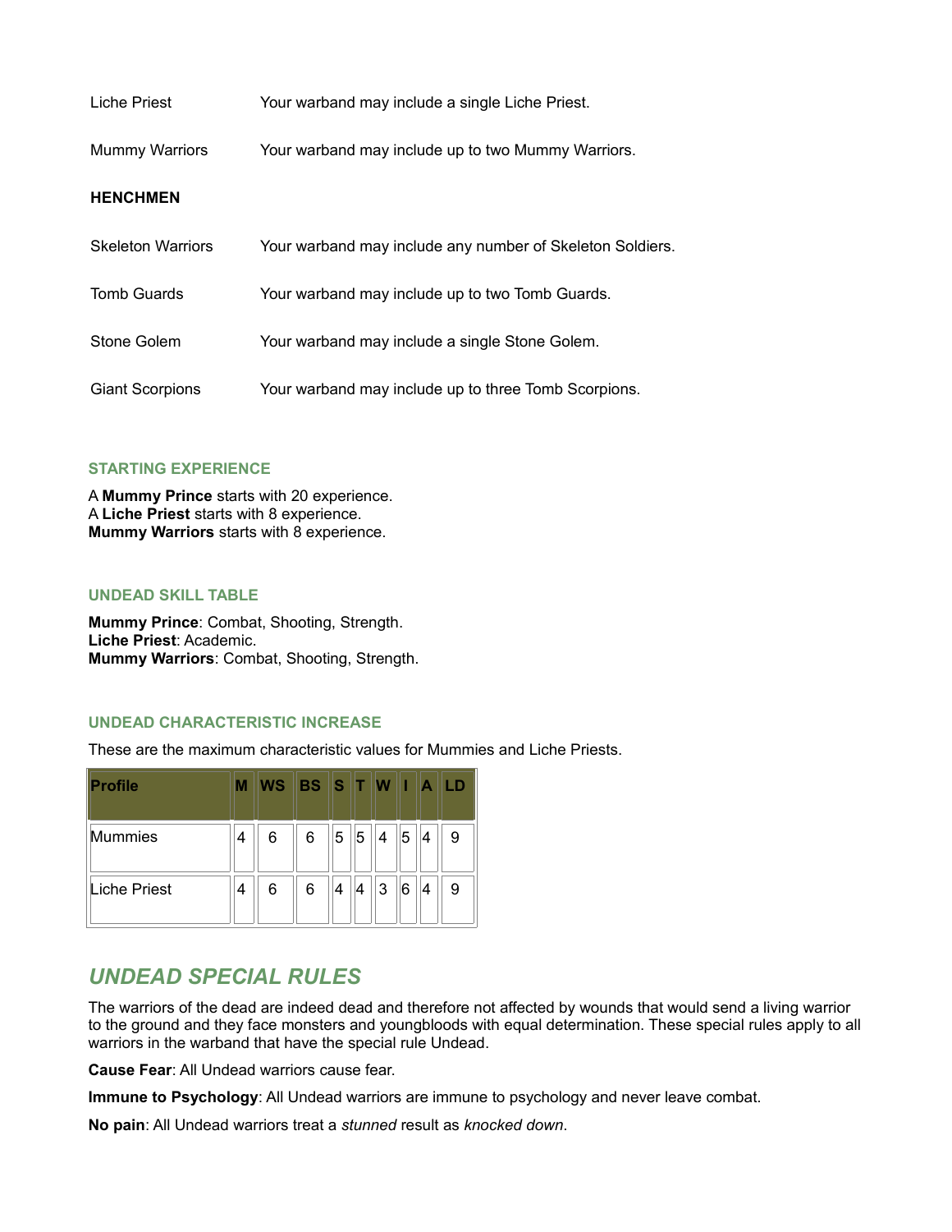| | |
|---|---|
| Liche Priest | Your warband may include a single Liche Priest. |
| Mummy Warriors | Your warband may include up to two Mummy Warriors. |

**HENCHMEN**

| | |
|---|---|
| Skeleton Warriors | Your warband may include any number of Skeleton Soldiers. |
| Tomb Guards | Your warband may include up to two Tomb Guards. |
| Stone Golem | Your warband may include a single Stone Golem. |
| Giant Scorpions | Your warband may include up to three Tomb Scorpions. |

#### STARTING EXPERIENCE

A **Mummy Prince** starts with 20 experience.
A **Liche Priest** starts with 8 experience.
**Mummy Warriors** starts with 8 experience.

#### UNDEAD SKILL TABLE

**Mummy Prince**: Combat, Shooting, Strength.
**Liche Priest**: Academic.
**Mummy Warriors**: Combat, Shooting, Strength.

#### UNDEAD CHARACTERISTIC INCREASE

These are the maximum characteristic values for Mummies and Liche Priests.

| Profile | M | WS | BS | S | T | W | I | A | LD |
|---|---|---|---|---|---|---|---|---|---|
| Mummies | 4 | 6 | 6 | 5 | 5 | 4 | 5 | 4 | 9 |
| Liche Priest | 4 | 6 | 6 | 4 | 4 | 3 | 6 | 4 | 9 |

## *UNDEAD SPECIAL RULES*

The warriors of the dead are indeed dead and therefore not affected by wounds that would send a living warrior to the ground and they face monsters and youngbloods with equal determination. These special rules apply to all warriors in the warband that have the special rule Undead.

**Cause Fear**: All Undead warriors cause fear.

**Immune to Psychology**: All Undead warriors are immune to psychology and never leave combat.

**No pain**: All Undead warriors treat a *stunned* result as *knocked down*.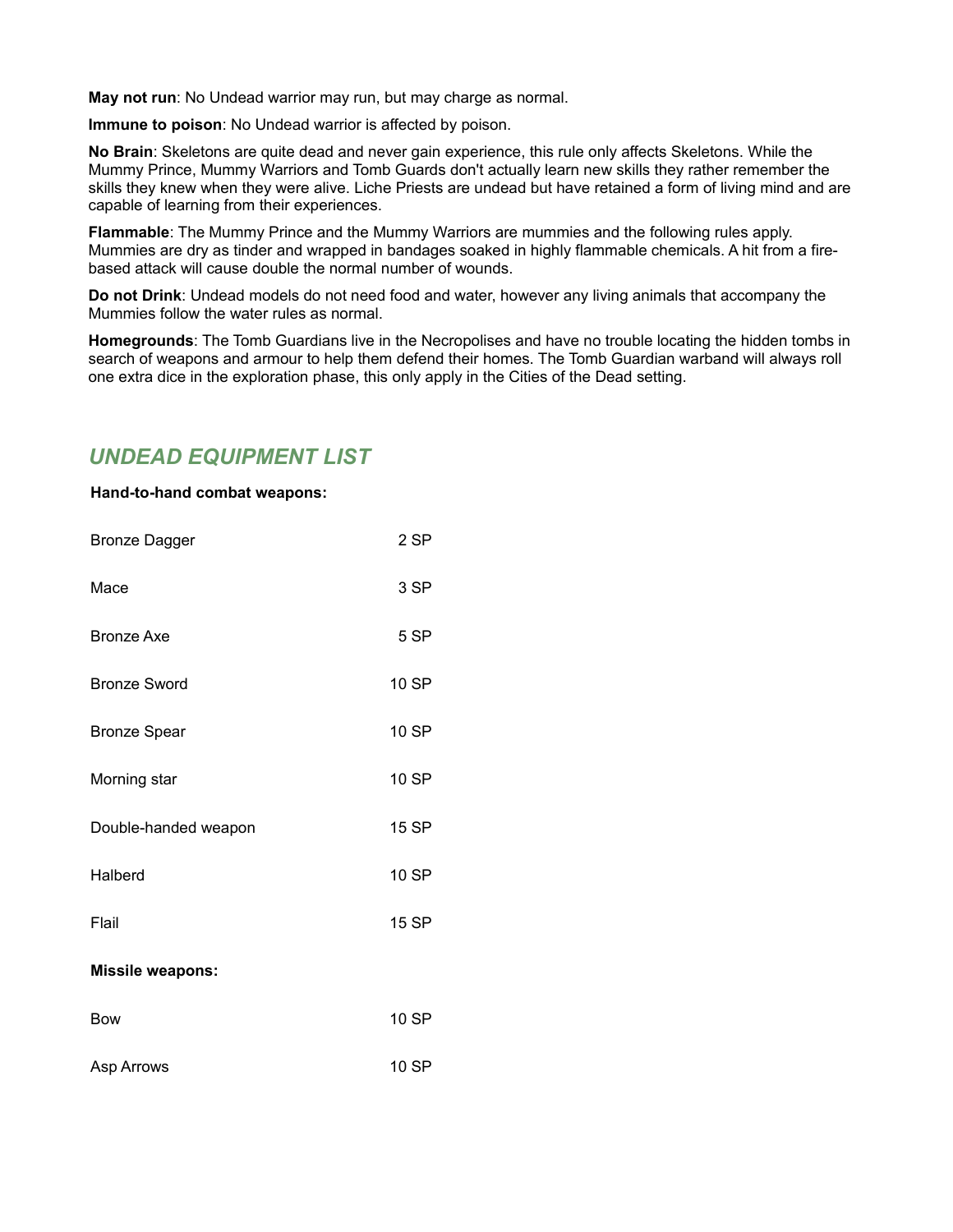**May not run**: No Undead warrior may run, but may charge as normal.

**Immune to poison**: No Undead warrior is affected by poison.

**No Brain**: Skeletons are quite dead and never gain experience, this rule only affects Skeletons. While the Mummy Prince, Mummy Warriors and Tomb Guards don't actually learn new skills they rather remember the skills they knew when they were alive. Liche Priests are undead but have retained a form of living mind and are capable of learning from their experiences.

**Flammable**: The Mummy Prince and the Mummy Warriors are mummies and the following rules apply. Mummies are dry as tinder and wrapped in bandages soaked in highly flammable chemicals. A hit from a fire-based attack will cause double the normal number of wounds.

**Do not Drink**: Undead models do not need food and water, however any living animals that accompany the Mummies follow the water rules as normal.

**Homegrounds**: The Tomb Guardians live in the Necropolises and have no trouble locating the hidden tombs in search of weapons and armour to help them defend their homes. The Tomb Guardian warband will always roll one extra dice in the exploration phase, this only apply in the Cities of the Dead setting.

## *UNDEAD EQUIPMENT LIST*

**Hand-to-hand combat weapons:**

| | |
|---|---|
| Bronze Dagger | 2 SP |
| Mace | 3 SP |
| Bronze Axe | 5 SP |
| Bronze Sword | 10 SP |
| Bronze Spear | 10 SP |
| Morning star | 10 SP |
| Double-handed weapon | 15 SP |
| Halberd | 10 SP |
| Flail | 15 SP |

**Missile weapons:**

| | |
|---|---|
| Bow | 10 SP |
| Asp Arrows | 10 SP |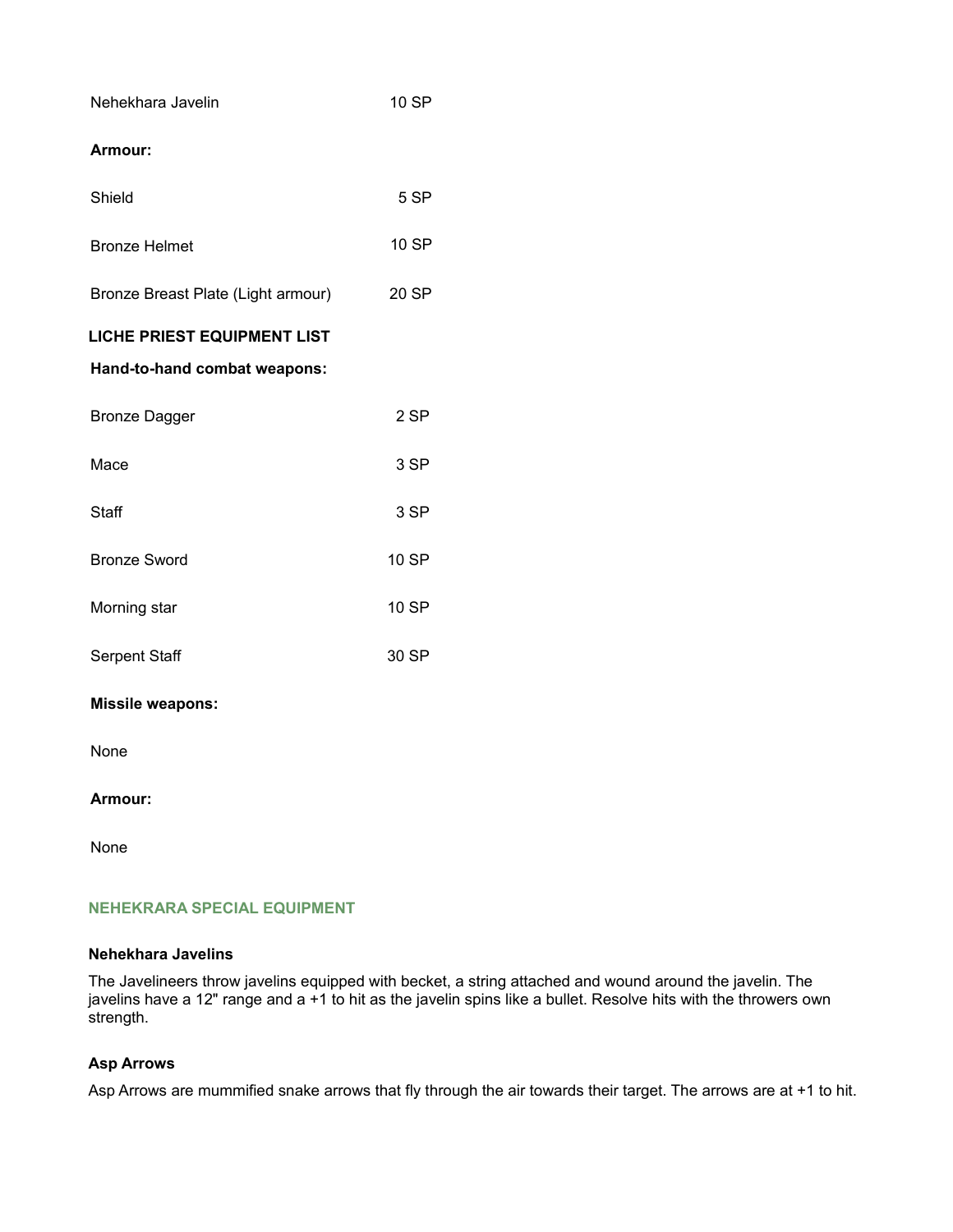| | |
|---|---|
| Nehekhara Javelin | 10 SP |

**Armour:**

| | |
|---|---|
| Shield | 5 SP |
| Bronze Helmet | 10 SP |
| Bronze Breast Plate (Light armour) | 20 SP |

**LICHE PRIEST EQUIPMENT LIST**

**Hand-to-hand combat weapons:**

| | |
|---|---|
| Bronze Dagger | 2 SP |
| Mace | 3 SP |
| Staff | 3 SP |
| Bronze Sword | 10 SP |
| Morning star | 10 SP |
| Serpent Staff | 30 SP |

**Missile weapons:**

None

**Armour:**

None

## NEHEKRARA SPECIAL EQUIPMENT

### Nehekhara Javelins

The Javelineers throw javelins equipped with becket, a string attached and wound around the javelin. The javelins have a 12" range and a +1 to hit as the javelin spins like a bullet. Resolve hits with the throwers own strength.

### Asp Arrows

Asp Arrows are mummified snake arrows that fly through the air towards their target. The arrows are at +1 to hit.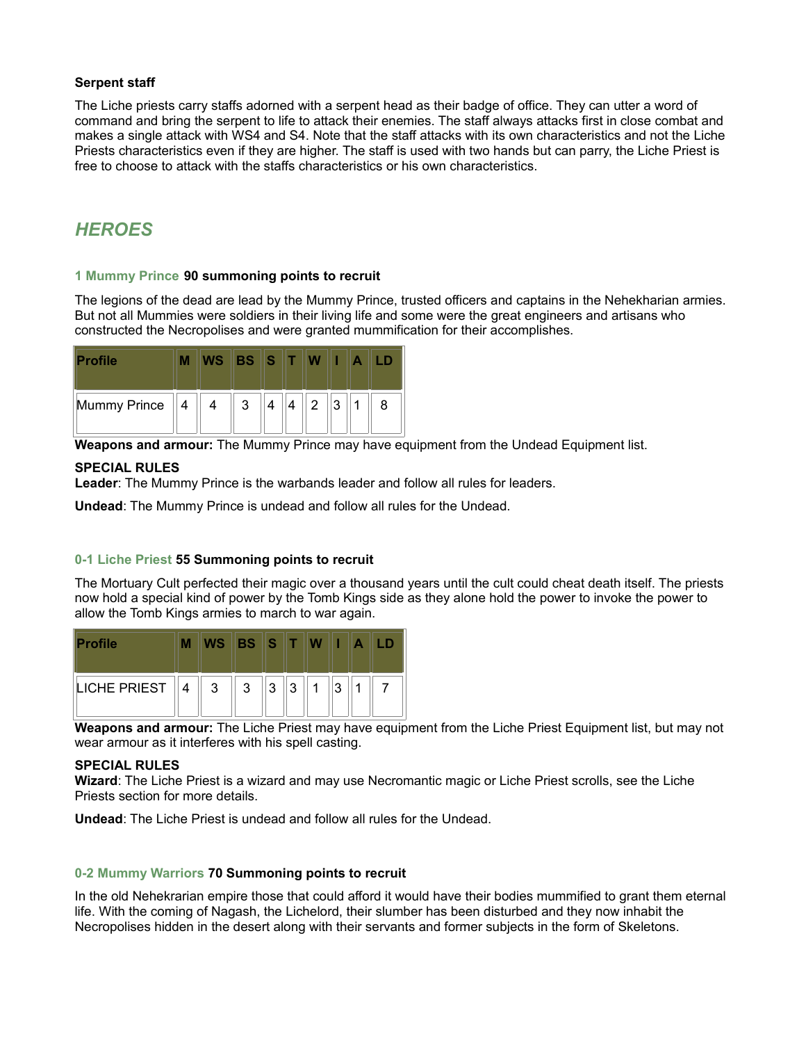**Serpent staff**

The Liche priests carry staffs adorned with a serpent head as their badge of office. They can utter a word of command and bring the serpent to life to attack their enemies. The staff always attacks first in close combat and makes a single attack with WS4 and S4. Note that the staff attacks with its own characteristics and not the Liche Priests characteristics even if they are higher. The staff is used with two hands but can parry, the Liche Priest is free to choose to attack with the staffs characteristics or his own characteristics.

## *HEROES*

### 1 Mummy Prince **90 summoning points to recruit**

The legions of the dead are lead by the Mummy Prince, trusted officers and captains in the Nehekharian armies. But not all Mummies were soldiers in their living life and some were the great engineers and artisans who constructed the Necropolises and were granted mummification for their accomplishes.

| Profile | M | WS | BS | S | T | W | I | A | LD |
|---|---|---|---|---|---|---|---|---|---|
| Mummy Prince | 4 | 4 | 3 | 4 | 4 | 2 | 3 | 1 | 8 |

**Weapons and armour:** The Mummy Prince may have equipment from the Undead Equipment list.

**SPECIAL RULES**
**Leader**: The Mummy Prince is the warbands leader and follow all rules for leaders.

**Undead**: The Mummy Prince is undead and follow all rules for the Undead.

### 0-1 Liche Priest **55 Summoning points to recruit**

The Mortuary Cult perfected their magic over a thousand years until the cult could cheat death itself. The priests now hold a special kind of power by the Tomb Kings side as they alone hold the power to invoke the power to allow the Tomb Kings armies to march to war again.

| Profile | M | WS | BS | S | T | W | I | A | LD |
|---|---|---|---|---|---|---|---|---|---|
| LICHE PRIEST | 4 | 3 | 3 | 3 | 3 | 1 | 3 | 1 | 7 |

**Weapons and armour:** The Liche Priest may have equipment from the Liche Priest Equipment list, but may not wear armour as it interferes with his spell casting.

**SPECIAL RULES**
**Wizard**: The Liche Priest is a wizard and may use Necromantic magic or Liche Priest scrolls, see the Liche Priests section for more details.

**Undead**: The Liche Priest is undead and follow all rules for the Undead.

### 0-2 Mummy Warriors **70 Summoning points to recruit**

In the old Nehekrarian empire those that could afford it would have their bodies mummified to grant them eternal life. With the coming of Nagash, the Lichelord, their slumber has been disturbed and they now inhabit the Necropolises hidden in the desert along with their servants and former subjects in the form of Skeletons.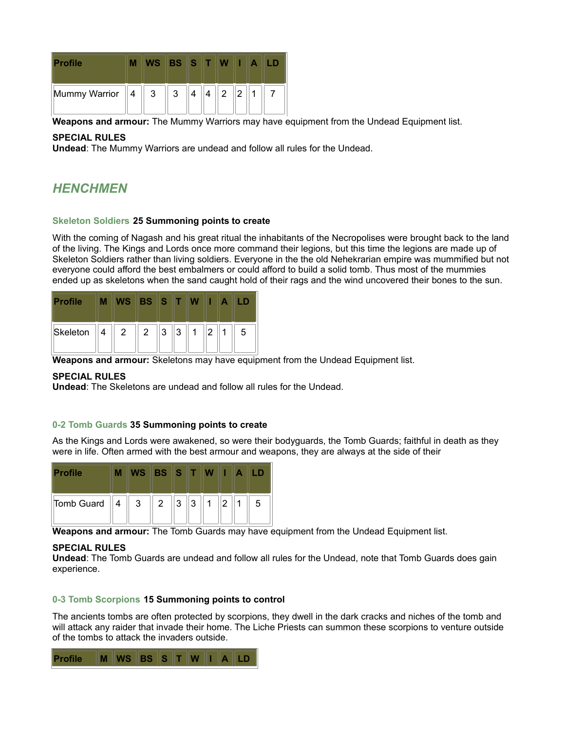| Profile | M | WS | BS | S | T | W | I | A | LD |
|---|---|---|---|---|---|---|---|---|---|
| Mummy Warrior | 4 | 3 | 3 | 4 | 4 | 2 | 2 | 1 | 7 |

**Weapons and armour:** The Mummy Warriors may have equipment from the Undead Equipment list.

**SPECIAL RULES**
**Undead**: The Mummy Warriors are undead and follow all rules for the Undead.

## *HENCHMEN*

### Skeleton Soldiers **25 Summoning points to create**

With the coming of Nagash and his great ritual the inhabitants of the Necropolises were brought back to the land of the living. The Kings and Lords once more command their legions, but this time the legions are made up of Skeleton Soldiers rather than living soldiers. Everyone in the the old Nehekrarian empire was mummified but not everyone could afford the best embalmers or could afford to build a solid tomb. Thus most of the mummies ended up as skeletons when the sand caught hold of their rags and the wind uncovered their bones to the sun.

| Profile | M | WS | BS | S | T | W | I | A | LD |
|---|---|---|---|---|---|---|---|---|---|
| Skeleton | 4 | 2 | 2 | 3 | 3 | 1 | 2 | 1 | 5 |

**Weapons and armour:** Skeletons may have equipment from the Undead Equipment list.

**SPECIAL RULES**
**Undead**: The Skeletons are undead and follow all rules for the Undead.

### 0-2 Tomb Guards **35 Summoning points to create**

As the Kings and Lords were awakened, so were their bodyguards, the Tomb Guards; faithful in death as they were in life. Often armed with the best armour and weapons, they are always at the side of their

| Profile | M | WS | BS | S | T | W | I | A | LD |
|---|---|---|---|---|---|---|---|---|---|
| Tomb Guard | 4 | 3 | 2 | 3 | 3 | 1 | 2 | 1 | 5 |

**Weapons and armour:** The Tomb Guards may have equipment from the Undead Equipment list.

**SPECIAL RULES**
**Undead**: The Tomb Guards are undead and follow all rules for the Undead, note that Tomb Guards does gain experience.

### 0-3 Tomb Scorpions **15 Summoning points to control**

The ancients tombs are often protected by scorpions, they dwell in the dark cracks and niches of the tomb and will attack any raider that invade their home. The Liche Priests can summon these scorpions to venture outside of the tombs to attack the invaders outside.

| Profile | M | WS | BS | S | T | W | I | A | LD |
|---|---|---|---|---|---|---|---|---|---|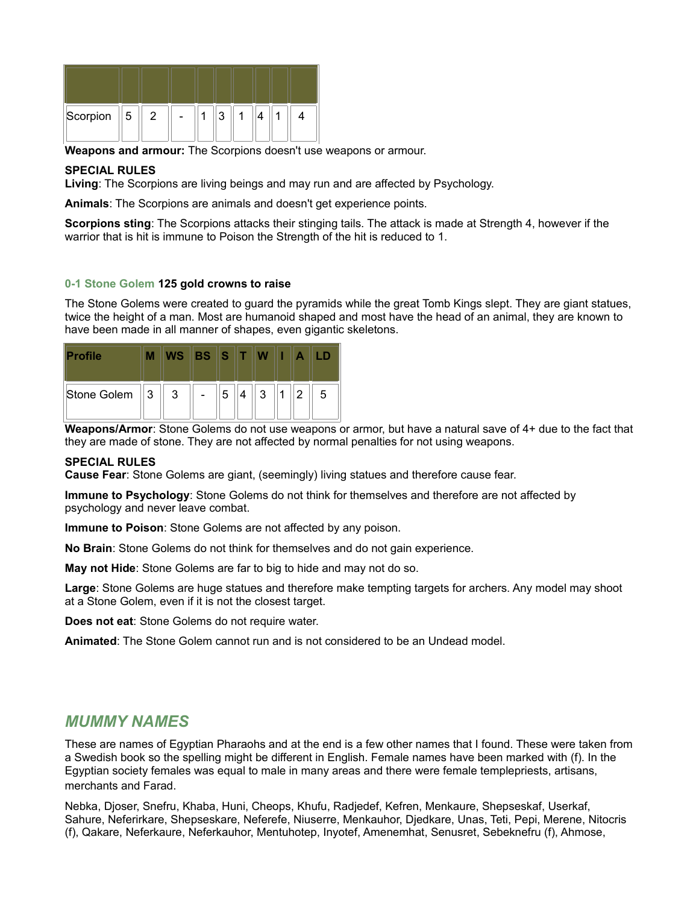| | | | | | | | | | |
|---|---|---|---|---|---|---|---|---|---|
| Scorpion | 5 | 2 | - | 1 | 3 | 1 | 4 | 1 | 4 |

**Weapons and armour:** The Scorpions doesn't use weapons or armour.

**SPECIAL RULES**
**Living**: The Scorpions are living beings and may run and are affected by Psychology.

**Animals**: The Scorpions are animals and doesn't get experience points.

**Scorpions sting**: The Scorpions attacks their stinging tails. The attack is made at Strength 4, however if the warrior that is hit is immune to Poison the Strength of the hit is reduced to 1.

**0-1 Stone Golem 125 gold crowns to raise**

The Stone Golems were created to guard the pyramids while the great Tomb Kings slept. They are giant statues, twice the height of a man. Most are humanoid shaped and most have the head of an animal, they are known to have been made in all manner of shapes, even gigantic skeletons.

| Profile | M | WS | BS | S | T | W | I | A | LD |
|---|---|---|---|---|---|---|---|---|---|
| Stone Golem | 3 | 3 | - | 5 | 4 | 3 | 1 | 2 | 5 |

**Weapons/Armor**: Stone Golems do not use weapons or armor, but have a natural save of 4+ due to the fact that they are made of stone. They are not affected by normal penalties for not using weapons.

**SPECIAL RULES**
**Cause Fear**: Stone Golems are giant, (seemingly) living statues and therefore cause fear.

**Immune to Psychology**: Stone Golems do not think for themselves and therefore are not affected by psychology and never leave combat.

**Immune to Poison**: Stone Golems are not affected by any poison.

**No Brain**: Stone Golems do not think for themselves and do not gain experience.

**May not Hide**: Stone Golems are far to big to hide and may not do so.

**Large**: Stone Golems are huge statues and therefore make tempting targets for archers. Any model may shoot at a Stone Golem, even if it is not the closest target.

**Does not eat**: Stone Golems do not require water.

**Animated**: The Stone Golem cannot run and is not considered to be an Undead model.

## *MUMMY NAMES*

These are names of Egyptian Pharaohs and at the end is a few other names that I found. These were taken from a Swedish book so the spelling might be different in English. Female names have been marked with (f). In the Egyptian society females was equal to male in many areas and there were female templepriests, artisans, merchants and Farad.

Nebka, Djoser, Snefru, Khaba, Huni, Cheops, Khufu, Radjedef, Kefren, Menkaure, Shepseskaf, Userkaf, Sahure, Neferirkare, Shepseskare, Neferefe, Niuserre, Menkauhor, Djedkare, Unas, Teti, Pepi, Merene, Nitocris (f), Qakare, Neferkaure, Neferkauhor, Mentuhotep, Inyotef, Amenemhat, Senusret, Sebeknefru (f), Ahmose,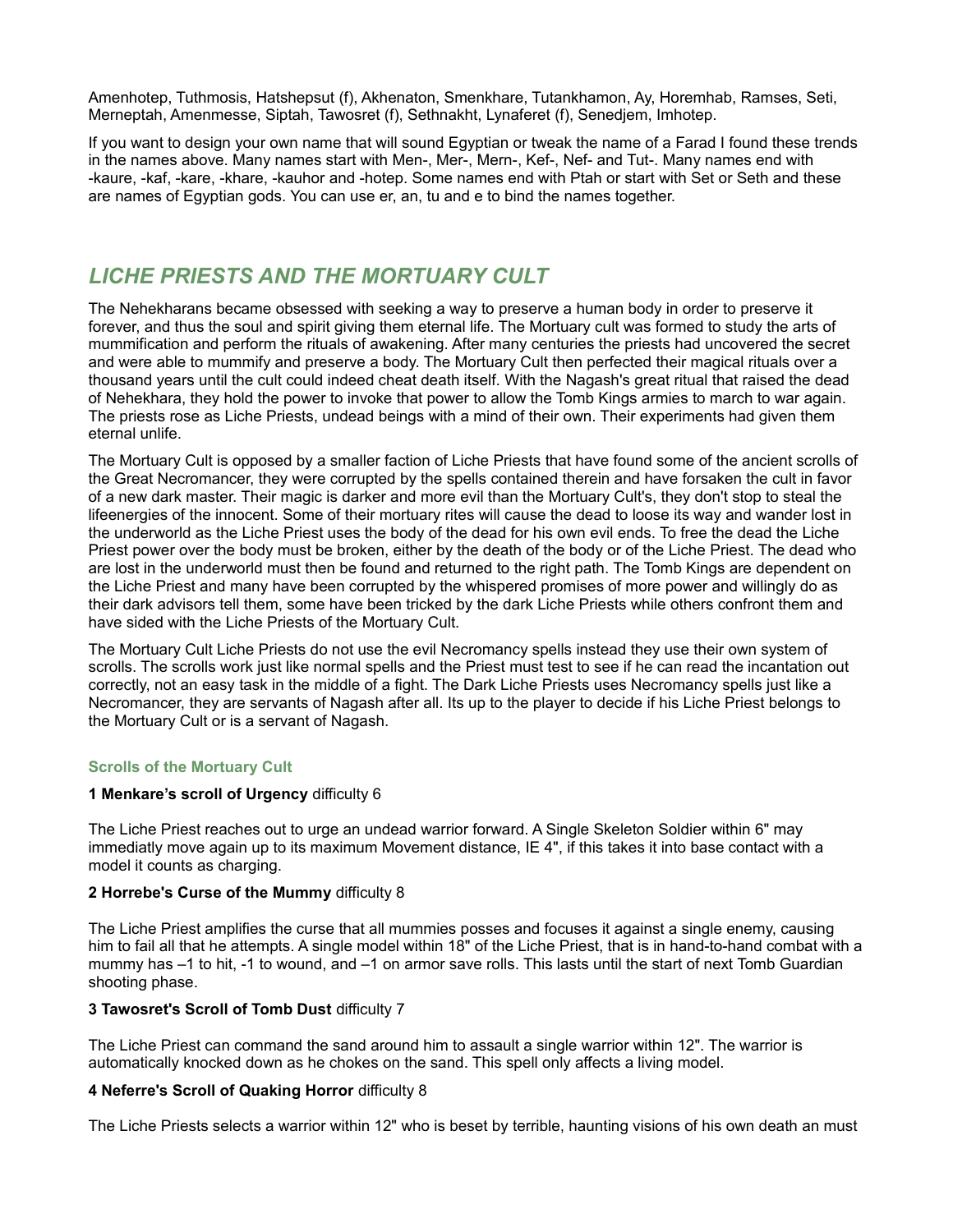Amenhotep, Tuthmosis, Hatshepsut (f), Akhenaton, Smenkhare, Tutankhamon, Ay, Horemhab, Ramses, Seti, Merneptah, Amenmesse, Siptah, Tawosret (f), Sethnakht, Lynaferet (f), Senedjem, Imhotep.

If you want to design your own name that will sound Egyptian or tweak the name of a Farad I found these trends in the names above. Many names start with Men-, Mer-, Mern-, Kef-, Nef- and Tut-. Many names end with -kaure, -kaf, -kare, -khare, -kauhor and -hotep. Some names end with Ptah or start with Set or Seth and these are names of Egyptian gods. You can use er, an, tu and e to bind the names together.

## *LICHE PRIESTS AND THE MORTUARY CULT*

The Nehekharans became obsessed with seeking a way to preserve a human body in order to preserve it forever, and thus the soul and spirit giving them eternal life. The Mortuary cult was formed to study the arts of mummification and perform the rituals of awakening. After many centuries the priests had uncovered the secret and were able to mummify and preserve a body. The Mortuary Cult then perfected their magical rituals over a thousand years until the cult could indeed cheat death itself. With the Nagash's great ritual that raised the dead of Nehekhara, they hold the power to invoke that power to allow the Tomb Kings armies to march to war again. The priests rose as Liche Priests, undead beings with a mind of their own. Their experiments had given them eternal unlife.

The Mortuary Cult is opposed by a smaller faction of Liche Priests that have found some of the ancient scrolls of the Great Necromancer, they were corrupted by the spells contained therein and have forsaken the cult in favor of a new dark master. Their magic is darker and more evil than the Mortuary Cult's, they don't stop to steal the lifeenergies of the innocent. Some of their mortuary rites will cause the dead to loose its way and wander lost in the underworld as the Liche Priest uses the body of the dead for his own evil ends. To free the dead the Liche Priest power over the body must be broken, either by the death of the body or of the Liche Priest. The dead who are lost in the underworld must then be found and returned to the right path. The Tomb Kings are dependent on the Liche Priest and many have been corrupted by the whispered promises of more power and willingly do as their dark advisors tell them, some have been tricked by the dark Liche Priests while others confront them and have sided with the Liche Priests of the Mortuary Cult.

The Mortuary Cult Liche Priests do not use the evil Necromancy spells instead they use their own system of scrolls. The scrolls work just like normal spells and the Priest must test to see if he can read the incantation out correctly, not an easy task in the middle of a fight. The Dark Liche Priests uses Necromancy spells just like a Necromancer, they are servants of Nagash after all. Its up to the player to decide if his Liche Priest belongs to the Mortuary Cult or is a servant of Nagash.

### Scrolls of the Mortuary Cult

**1 Menkare's scroll of Urgency** difficulty 6

The Liche Priest reaches out to urge an undead warrior forward. A Single Skeleton Soldier within 6" may immediatly move again up to its maximum Movement distance, IE 4", if this takes it into base contact with a model it counts as charging.

**2 Horrebe's Curse of the Mummy** difficulty 8

The Liche Priest amplifies the curse that all mummies posses and focuses it against a single enemy, causing him to fail all that he attempts. A single model within 18" of the Liche Priest, that is in hand-to-hand combat with a mummy has –1 to hit, -1 to wound, and –1 on armor save rolls. This lasts until the start of next Tomb Guardian shooting phase.

**3 Tawosret's Scroll of Tomb Dust** difficulty 7

The Liche Priest can command the sand around him to assault a single warrior within 12". The warrior is automatically knocked down as he chokes on the sand. This spell only affects a living model.

**4 Neferre's Scroll of Quaking Horror** difficulty 8

The Liche Priests selects a warrior within 12" who is beset by terrible, haunting visions of his own death an must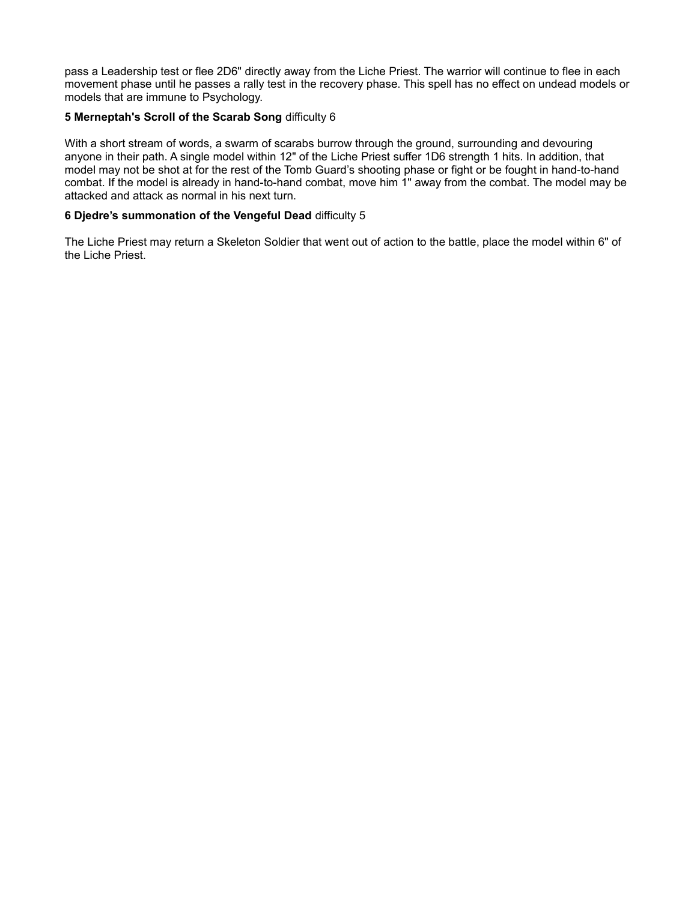pass a Leadership test or flee 2D6" directly away from the Liche Priest. The warrior will continue to flee in each movement phase until he passes a rally test in the recovery phase. This spell has no effect on undead models or models that are immune to Psychology.

**5 Merneptah's Scroll of the Scarab Song** difficulty 6

With a short stream of words, a swarm of scarabs burrow through the ground, surrounding and devouring anyone in their path. A single model within 12" of the Liche Priest suffer 1D6 strength 1 hits. In addition, that model may not be shot at for the rest of the Tomb Guard's shooting phase or fight or be fought in hand-to-hand combat. If the model is already in hand-to-hand combat, move him 1" away from the combat. The model may be attacked and attack as normal in his next turn.

**6 Djedre's summonation of the Vengeful Dead** difficulty 5

The Liche Priest may return a Skeleton Soldier that went out of action to the battle, place the model within 6" of the Liche Priest.